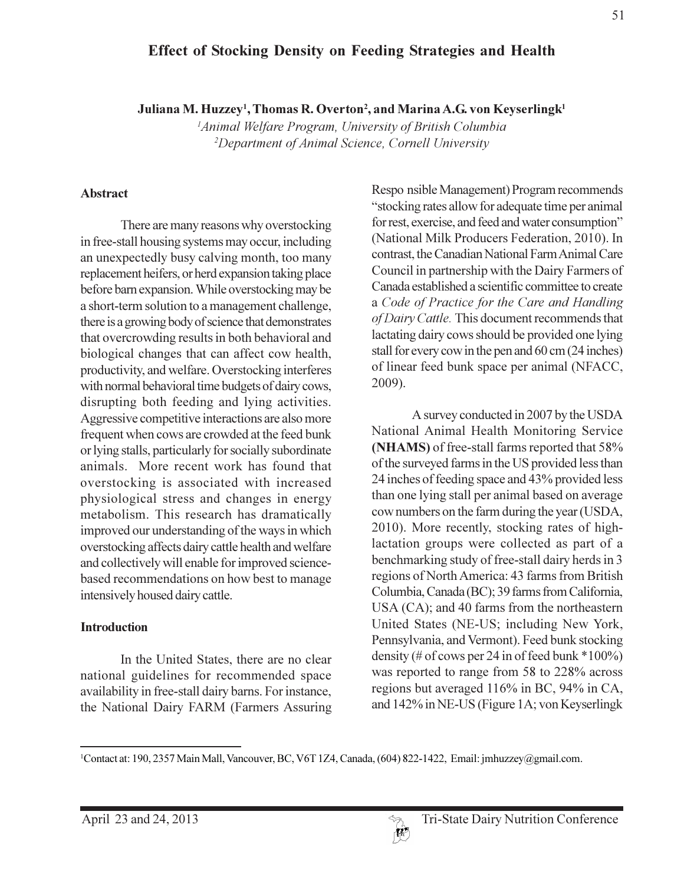# Effect of Stocking Density on Feeding Strategies and Health

**Juliana M. Huzzey[1], Thomas R. Overton[2], and Marina A.G. von Keyserlingk[1]**

[1]*Animal Welfare Program, University of British Columbia*
[2]*Department of Animal Science, Cornell University*

## Abstract

There are many reasons why overstocking in free-stall housing systems may occur, including an unexpectedly busy calving month, too many replacement heifers, or herd expansion taking place before barn expansion. While overstocking may be a short-term solution to a management challenge, there is a growing body of science that demonstrates that overcrowding results in both behavioral and biological changes that can affect cow health, productivity, and welfare. Overstocking interferes with normal behavioral time budgets of dairy cows, disrupting both feeding and lying activities. Aggressive competitive interactions are also more frequent when cows are crowded at the feed bunk or lying stalls, particularly for socially subordinate animals. More recent work has found that overstocking is associated with increased physiological stress and changes in energy metabolism. This research has dramatically improved our understanding of the ways in which overstocking affects dairy cattle health and welfare and collectively will enable for improved science-based recommendations on how best to manage intensively housed dairy cattle.

## Introduction

In the United States, there are no clear national guidelines for recommended space availability in free-stall dairy barns. For instance, the National Dairy FARM (Farmers Assuring Respo nsible Management) Program recommends "stocking rates allow for adequate time per animal for rest, exercise, and feed and water consumption" (National Milk Producers Federation, 2010). In contrast, the Canadian National Farm Animal Care Council in partnership with the Dairy Farmers of Canada established a scientific committee to create a *Code of Practice for the Care and Handling of Dairy Cattle.* This document recommends that lactating dairy cows should be provided one lying stall for every cow in the pen and 60 cm (24 inches) of linear feed bunk space per animal (NFACC, 2009).

A survey conducted in 2007 by the USDA National Animal Health Monitoring Service **(NHAMS)** of free-stall farms reported that 58% of the surveyed farms in the US provided less than 24 inches of feeding space and 43% provided less than one lying stall per animal based on average cow numbers on the farm during the year (USDA, 2010). More recently, stocking rates of high-lactation groups were collected as part of a benchmarking study of free-stall dairy herds in 3 regions of North America: 43 farms from British Columbia, Canada (BC); 39 farms from California, USA (CA); and 40 farms from the northeastern United States (NE-US; including New York, Pennsylvania, and Vermont). Feed bunk stocking density (# of cows per 24 in of feed bunk *100%) was reported to range from 58 to 228% across regions but averaged 116% in BC, 94% in CA, and 142% in NE-US (Figure 1A; von Keyserlingk

[1]Contact at: 190, 2357 Main Mall, Vancouver, BC, V6T 1Z4, Canada, (604) 822-1422, Email: jmhuzzey@gmail.com.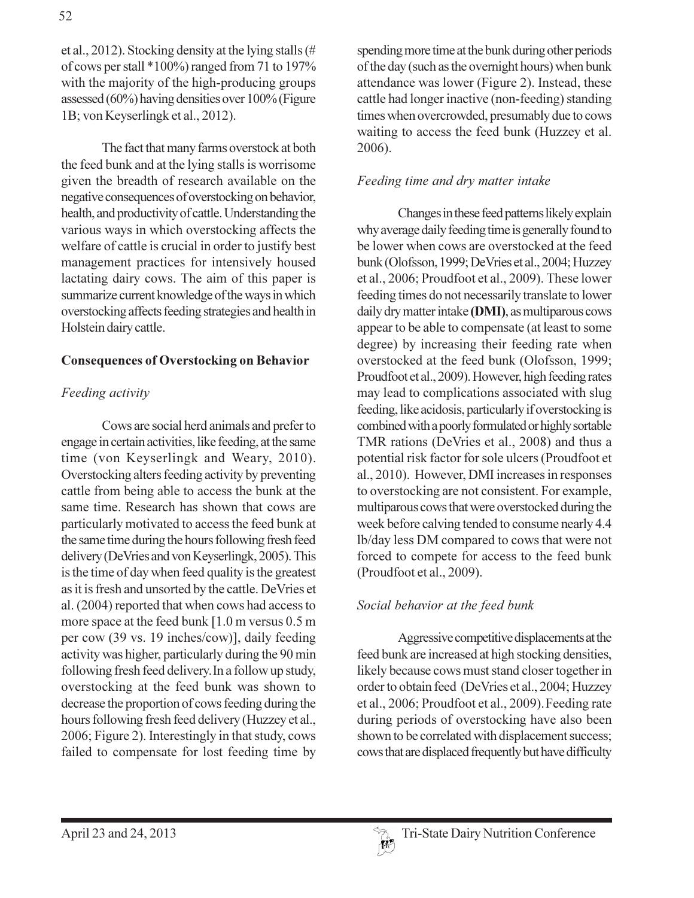et al., 2012). Stocking density at the lying stalls (# of cows per stall *100%) ranged from 71 to 197% with the majority of the high-producing groups assessed (60%) having densities over 100% (Figure 1B; von Keyserlingk et al., 2012).

The fact that many farms overstock at both the feed bunk and at the lying stalls is worrisome given the breadth of research available on the negative consequences of overstocking on behavior, health, and productivity of cattle. Understanding the various ways in which overstocking affects the welfare of cattle is crucial in order to justify best management practices for intensively housed lactating dairy cows. The aim of this paper is summarize current knowledge of the ways in which overstocking affects feeding strategies and health in Holstein dairy cattle.

## Consequences of Overstocking on Behavior

### *Feeding activity*

Cows are social herd animals and prefer to engage in certain activities, like feeding, at the same time (von Keyserlingk and Weary, 2010). Overstocking alters feeding activity by preventing cattle from being able to access the bunk at the same time. Research has shown that cows are particularly motivated to access the feed bunk at the same time during the hours following fresh feed delivery (DeVries and von Keyserlingk, 2005). This is the time of day when feed quality is the greatest as it is fresh and unsorted by the cattle. DeVries et al. (2004) reported that when cows had access to more space at the feed bunk [1.0 m versus 0.5 m per cow (39 vs. 19 inches/cow)], daily feeding activity was higher, particularly during the 90 min following fresh feed delivery. In a follow up study, overstocking at the feed bunk was shown to decrease the proportion of cows feeding during the hours following fresh feed delivery (Huzzey et al., 2006; Figure 2). Interestingly in that study, cows failed to compensate for lost feeding time by spending more time at the bunk during other periods of the day (such as the overnight hours) when bunk attendance was lower (Figure 2). Instead, these cattle had longer inactive (non-feeding) standing times when overcrowded, presumably due to cows waiting to access the feed bunk (Huzzey et al. 2006).

### *Feeding time and dry matter intake*

Changes in these feed patterns likely explain why average daily feeding time is generally found to be lower when cows are overstocked at the feed bunk (Olofsson, 1999; DeVries et al., 2004; Huzzey et al., 2006; Proudfoot et al., 2009). These lower feeding times do not necessarily translate to lower daily dry matter intake **(DMI)**, as multiparous cows appear to be able to compensate (at least to some degree) by increasing their feeding rate when overstocked at the feed bunk (Olofsson, 1999; Proudfoot et al., 2009). However, high feeding rates may lead to complications associated with slug feeding, like acidosis, particularly if overstocking is combined with a poorly formulated or highly sortable TMR rations (DeVries et al., 2008) and thus a potential risk factor for sole ulcers (Proudfoot et al., 2010). However, DMI increases in responses to overstocking are not consistent. For example, multiparous cows that were overstocked during the week before calving tended to consume nearly 4.4 lb/day less DM compared to cows that were not forced to compete for access to the feed bunk (Proudfoot et al., 2009).

### *Social behavior at the feed bunk*

Aggressive competitive displacements at the feed bunk are increased at high stocking densities, likely because cows must stand closer together in order to obtain feed (DeVries et al., 2004; Huzzey et al., 2006; Proudfoot et al., 2009). Feeding rate during periods of overstocking have also been shown to be correlated with displacement success; cows that are displaced frequently but have difficulty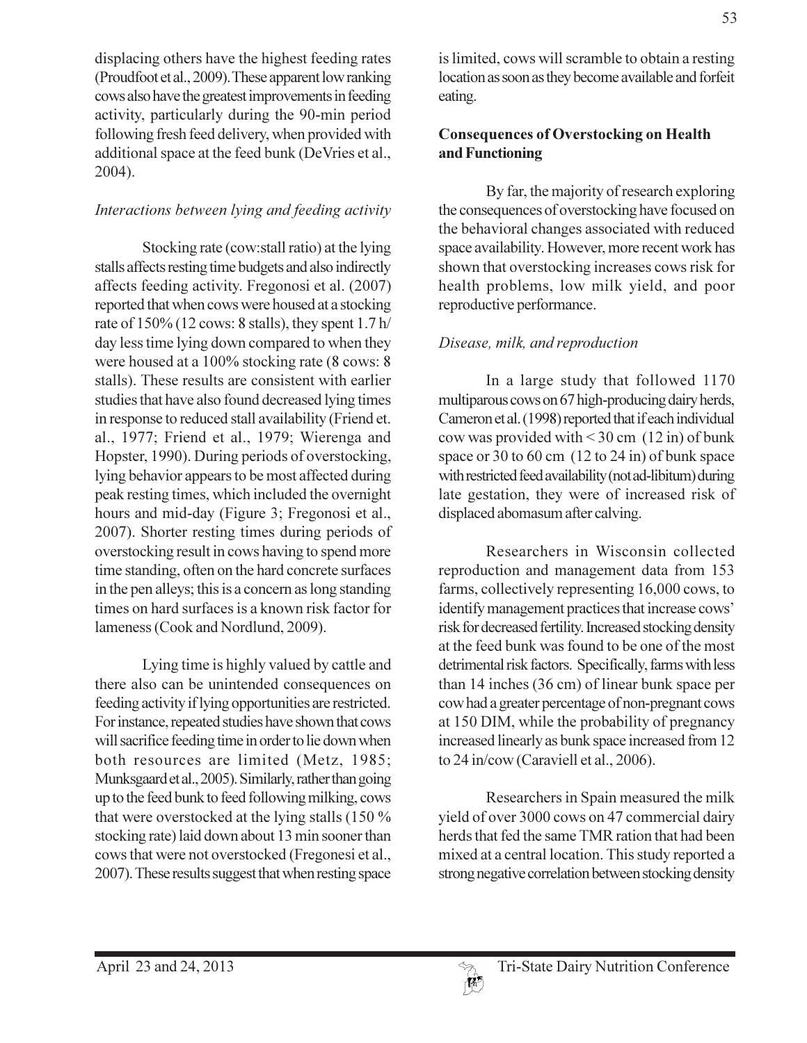displacing others have the highest feeding rates (Proudfoot et al., 2009). These apparent low ranking cows also have the greatest improvements in feeding activity, particularly during the 90-min period following fresh feed delivery, when provided with additional space at the feed bunk (DeVries et al., 2004).

*Interactions between lying and feeding activity*

Stocking rate (cow:stall ratio) at the lying stalls affects resting time budgets and also indirectly affects feeding activity. Fregonosi et al. (2007) reported that when cows were housed at a stocking rate of 150% (12 cows: 8 stalls), they spent 1.7 h/day less time lying down compared to when they were housed at a 100% stocking rate (8 cows: 8 stalls). These results are consistent with earlier studies that have also found decreased lying times in response to reduced stall availability (Friend et. al., 1977; Friend et al., 1979; Wierenga and Hopster, 1990). During periods of overstocking, lying behavior appears to be most affected during peak resting times, which included the overnight hours and mid-day (Figure 3; Fregonosi et al., 2007). Shorter resting times during periods of overstocking result in cows having to spend more time standing, often on the hard concrete surfaces in the pen alleys; this is a concern as long standing times on hard surfaces is a known risk factor for lameness (Cook and Nordlund, 2009).

Lying time is highly valued by cattle and there also can be unintended consequences on feeding activity if lying opportunities are restricted. For instance, repeated studies have shown that cows will sacrifice feeding time in order to lie down when both resources are limited (Metz, 1985; Munksgaard et al., 2005). Similarly, rather than going up to the feed bunk to feed following milking, cows that were overstocked at the lying stalls (150 % stocking rate) laid down about 13 min sooner than cows that were not overstocked (Fregonesi et al., 2007). These results suggest that when resting space is limited, cows will scramble to obtain a resting location as soon as they become available and forfeit eating.

**Consequences of Overstocking on Health and Functioning**

By far, the majority of research exploring the consequences of overstocking have focused on the behavioral changes associated with reduced space availability. However, more recent work has shown that overstocking increases cows risk for health problems, low milk yield, and poor reproductive performance.

*Disease, milk, and reproduction*

In a large study that followed 1170 multiparous cows on 67 high-producing dairy herds, Cameron et al. (1998) reported that if each individual cow was provided with < 30 cm (12 in) of bunk space or 30 to 60 cm (12 to 24 in) of bunk space with restricted feed availability (not ad-libitum) during late gestation, they were of increased risk of displaced abomasum after calving.

Researchers in Wisconsin collected reproduction and management data from 153 farms, collectively representing 16,000 cows, to identify management practices that increase cows' risk for decreased fertility. Increased stocking density at the feed bunk was found to be one of the most detrimental risk factors. Specifically, farms with less than 14 inches (36 cm) of linear bunk space per cow had a greater percentage of non-pregnant cows at 150 DIM, while the probability of pregnancy increased linearly as bunk space increased from 12 to 24 in/cow (Caraviell et al., 2006).

Researchers in Spain measured the milk yield of over 3000 cows on 47 commercial dairy herds that fed the same TMR ration that had been mixed at a central location. This study reported a strong negative correlation between stocking density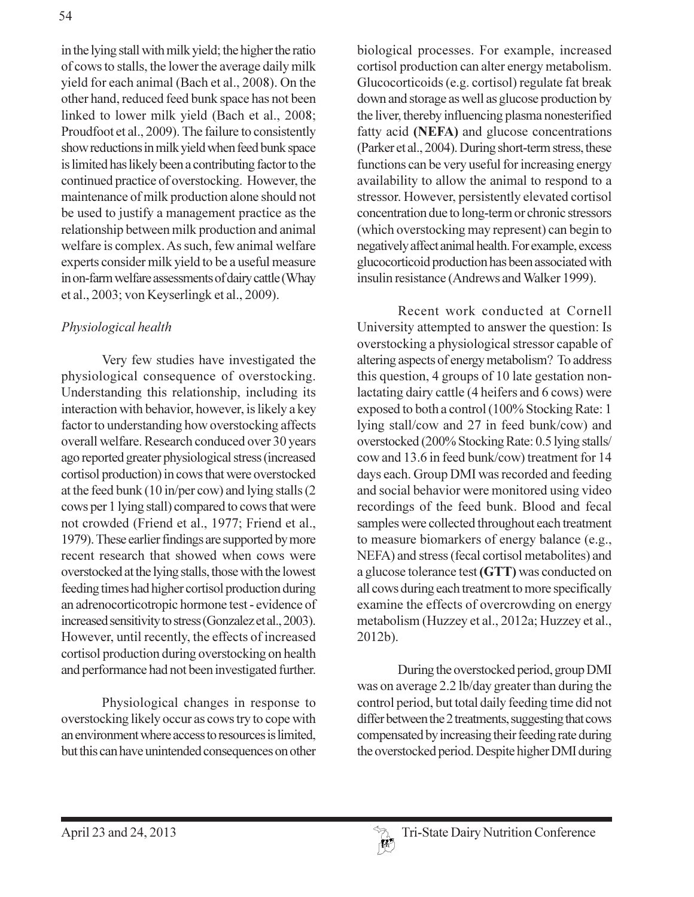in the lying stall with milk yield; the higher the ratio of cows to stalls, the lower the average daily milk yield for each animal (Bach et al., 2008). On the other hand, reduced feed bunk space has not been linked to lower milk yield (Bach et al., 2008; Proudfoot et al., 2009). The failure to consistently show reductions in milk yield when feed bunk space is limited has likely been a contributing factor to the continued practice of overstocking. However, the maintenance of milk production alone should not be used to justify a management practice as the relationship between milk production and animal welfare is complex. As such, few animal welfare experts consider milk yield to be a useful measure in on-farm welfare assessments of dairy cattle (Whay et al., 2003; von Keyserlingk et al., 2009).

*Physiological health*

Very few studies have investigated the physiological consequence of overstocking. Understanding this relationship, including its interaction with behavior, however, is likely a key factor to understanding how overstocking affects overall welfare. Research conduced over 30 years ago reported greater physiological stress (increased cortisol production) in cows that were overstocked at the feed bunk (10 in/per cow) and lying stalls (2 cows per 1 lying stall) compared to cows that were not crowded (Friend et al., 1977; Friend et al., 1979). These earlier findings are supported by more recent research that showed when cows were overstocked at the lying stalls, those with the lowest feeding times had higher cortisol production during an adrenocorticotropic hormone test - evidence of increased sensitivity to stress (Gonzalez et al., 2003). However, until recently, the effects of increased cortisol production during overstocking on health and performance had not been investigated further.

Physiological changes in response to overstocking likely occur as cows try to cope with an environment where access to resources is limited, but this can have unintended consequences on other biological processes. For example, increased cortisol production can alter energy metabolism. Glucocorticoids (e.g. cortisol) regulate fat break down and storage as well as glucose production by the liver, thereby influencing plasma nonesterified fatty acid **(NEFA)** and glucose concentrations (Parker et al., 2004). During short-term stress, these functions can be very useful for increasing energy availability to allow the animal to respond to a stressor. However, persistently elevated cortisol concentration due to long-term or chronic stressors (which overstocking may represent) can begin to negatively affect animal health. For example, excess glucocorticoid production has been associated with insulin resistance (Andrews and Walker 1999).

Recent work conducted at Cornell University attempted to answer the question: Is overstocking a physiological stressor capable of altering aspects of energy metabolism? To address this question, 4 groups of 10 late gestation non-lactating dairy cattle (4 heifers and 6 cows) were exposed to both a control (100% Stocking Rate: 1 lying stall/cow and 27 in feed bunk/cow) and overstocked (200% Stocking Rate: 0.5 lying stalls/cow and 13.6 in feed bunk/cow) treatment for 14 days each. Group DMI was recorded and feeding and social behavior were monitored using video recordings of the feed bunk. Blood and fecal samples were collected throughout each treatment to measure biomarkers of energy balance (e.g., NEFA) and stress (fecal cortisol metabolites) and a glucose tolerance test **(GTT)** was conducted on all cows during each treatment to more specifically examine the effects of overcrowding on energy metabolism (Huzzey et al., 2012a; Huzzey et al., 2012b).

During the overstocked period, group DMI was on average 2.2 lb/day greater than during the control period, but total daily feeding time did not differ between the 2 treatments, suggesting that cows compensated by increasing their feeding rate during the overstocked period. Despite higher DMI during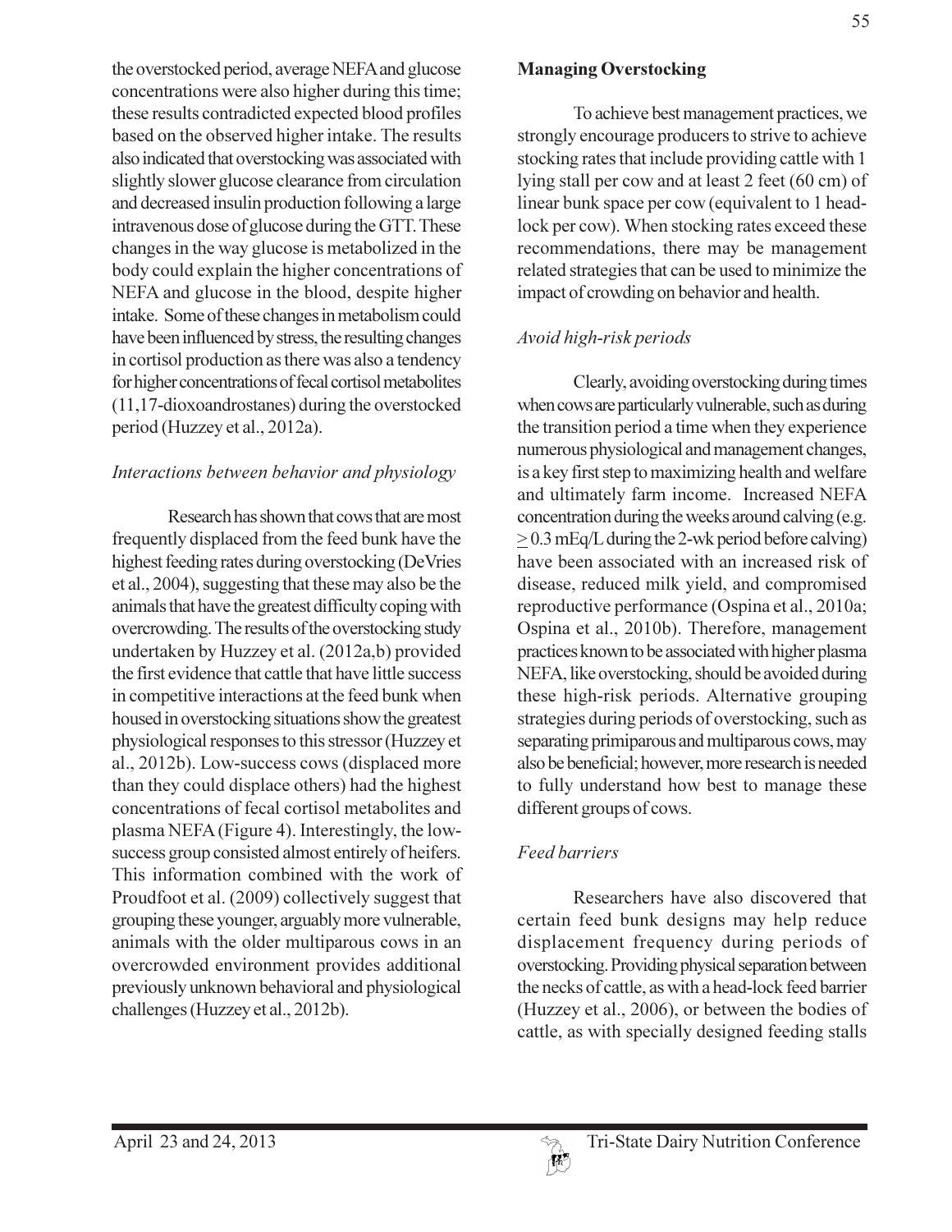the overstocked period, average NEFA and glucose concentrations were also higher during this time; these results contradicted expected blood profiles based on the observed higher intake. The results also indicated that overstocking was associated with slightly slower glucose clearance from circulation and decreased insulin production following a large intravenous dose of glucose during the GTT. These changes in the way glucose is metabolized in the body could explain the higher concentrations of NEFA and glucose in the blood, despite higher intake. Some of these changes in metabolism could have been influenced by stress, the resulting changes in cortisol production as there was also a tendency for higher concentrations of fecal cortisol metabolites (11,17-dioxoandrostanes) during the overstocked period (Huzzey et al., 2012a).

### *Interactions between behavior and physiology*

Research has shown that cows that are most frequently displaced from the feed bunk have the highest feeding rates during overstocking (DeVries et al., 2004), suggesting that these may also be the animals that have the greatest difficulty coping with overcrowding. The results of the overstocking study undertaken by Huzzey et al. (2012a,b) provided the first evidence that cattle that have little success in competitive interactions at the feed bunk when housed in overstocking situations show the greatest physiological responses to this stressor (Huzzey et al., 2012b). Low-success cows (displaced more than they could displace others) had the highest concentrations of fecal cortisol metabolites and plasma NEFA (Figure 4). Interestingly, the low-success group consisted almost entirely of heifers. This information combined with the work of Proudfoot et al. (2009) collectively suggest that grouping these younger, arguably more vulnerable, animals with the older multiparous cows in an overcrowded environment provides additional previously unknown behavioral and physiological challenges (Huzzey et al., 2012b).

## Managing Overstocking

To achieve best management practices, we strongly encourage producers to strive to achieve stocking rates that include providing cattle with 1 lying stall per cow and at least 2 feet (60 cm) of linear bunk space per cow (equivalent to 1 head-lock per cow). When stocking rates exceed these recommendations, there may be management related strategies that can be used to minimize the impact of crowding on behavior and health.

### *Avoid high-risk periods*

Clearly, avoiding overstocking during times when cows are particularly vulnerable, such as during the transition period a time when they experience numerous physiological and management changes, is a key first step to maximizing health and welfare and ultimately farm income. Increased NEFA concentration during the weeks around calving (e.g. $\geq$ 0.3 mEq/L during the 2-wk period before calving) have been associated with an increased risk of disease, reduced milk yield, and compromised reproductive performance (Ospina et al., 2010a; Ospina et al., 2010b). Therefore, management practices known to be associated with higher plasma NEFA, like overstocking, should be avoided during these high-risk periods. Alternative grouping strategies during periods of overstocking, such as separating primiparous and multiparous cows, may also be beneficial; however, more research is needed to fully understand how best to manage these different groups of cows.

### *Feed barriers*

Researchers have also discovered that certain feed bunk designs may help reduce displacement frequency during periods of overstocking. Providing physical separation between the necks of cattle, as with a head-lock feed barrier (Huzzey et al., 2006), or between the bodies of cattle, as with specially designed feeding stalls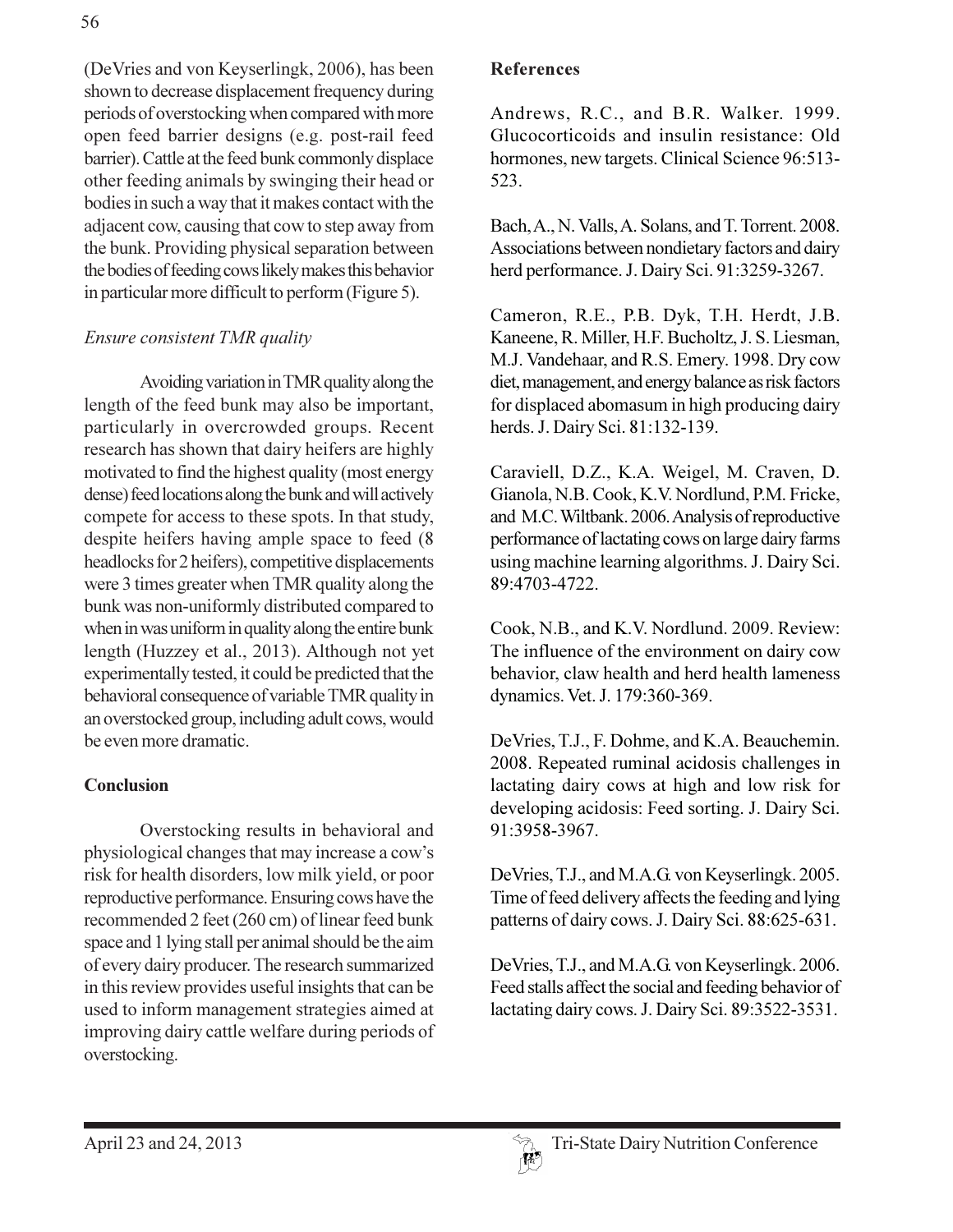(DeVries and von Keyserlingk, 2006), has been shown to decrease displacement frequency during periods of overstocking when compared with more open feed barrier designs (e.g. post-rail feed barrier). Cattle at the feed bunk commonly displace other feeding animals by swinging their head or bodies in such a way that it makes contact with the adjacent cow, causing that cow to step away from the bunk. Providing physical separation between the bodies of feeding cows likely makes this behavior in particular more difficult to perform (Figure 5).

*Ensure consistent TMR quality*

Avoiding variation in TMR quality along the length of the feed bunk may also be important, particularly in overcrowded groups. Recent research has shown that dairy heifers are highly motivated to find the highest quality (most energy dense) feed locations along the bunk and will actively compete for access to these spots. In that study, despite heifers having ample space to feed (8 headlocks for 2 heifers), competitive displacements were 3 times greater when TMR quality along the bunk was non-uniformly distributed compared to when in was uniform in quality along the entire bunk length (Huzzey et al., 2013). Although not yet experimentally tested, it could be predicted that the behavioral consequence of variable TMR quality in an overstocked group, including adult cows, would be even more dramatic.

## Conclusion

Overstocking results in behavioral and physiological changes that may increase a cow's risk for health disorders, low milk yield, or poor reproductive performance. Ensuring cows have the recommended 2 feet (260 cm) of linear feed bunk space and 1 lying stall per animal should be the aim of every dairy producer. The research summarized in this review provides useful insights that can be used to inform management strategies aimed at improving dairy cattle welfare during periods of overstocking.

## References

Andrews, R.C., and B.R. Walker. 1999. Glucocorticoids and insulin resistance: Old hormones, new targets. Clinical Science 96:513-523.

Bach, A., N. Valls, A. Solans, and T. Torrent. 2008. Associations between nondietary factors and dairy herd performance. J. Dairy Sci. 91:3259-3267.

Cameron, R.E., P.B. Dyk, T.H. Herdt, J.B. Kaneene, R. Miller, H.F. Bucholtz, J. S. Liesman, M.J. Vandehaar, and R.S. Emery. 1998. Dry cow diet, management, and energy balance as risk factors for displaced abomasum in high producing dairy herds. J. Dairy Sci. 81:132-139.

Caraviell, D.Z., K.A. Weigel, M. Craven, D. Gianola, N.B. Cook, K.V. Nordlund, P.M. Fricke, and M.C. Wiltbank. 2006. Analysis of reproductive performance of lactating cows on large dairy farms using machine learning algorithms. J. Dairy Sci. 89:4703-4722.

Cook, N.B., and K.V. Nordlund. 2009. Review: The influence of the environment on dairy cow behavior, claw health and herd health lameness dynamics. Vet. J. 179:360-369.

DeVries, T.J., F. Dohme, and K.A. Beauchemin. 2008. Repeated ruminal acidosis challenges in lactating dairy cows at high and low risk for developing acidosis: Feed sorting. J. Dairy Sci. 91:3958-3967.

DeVries, T.J., and M.A.G. von Keyserlingk. 2005. Time of feed delivery affects the feeding and lying patterns of dairy cows. J. Dairy Sci. 88:625-631.

DeVries, T.J., and M.A.G. von Keyserlingk. 2006. Feed stalls affect the social and feeding behavior of lactating dairy cows. J. Dairy Sci. 89:3522-3531.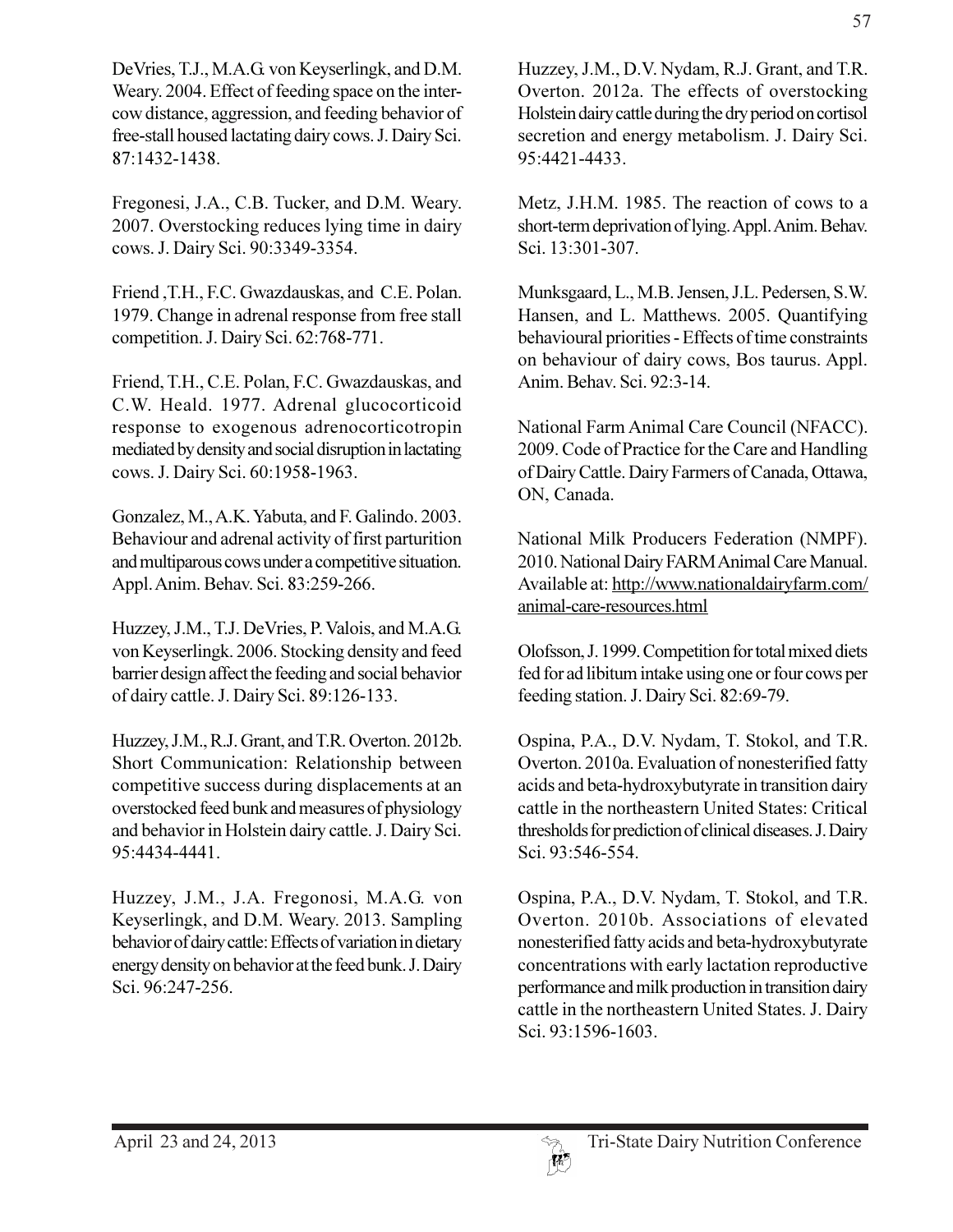DeVries, T.J., M.A.G. von Keyserlingk, and D.M. Weary. 2004. Effect of feeding space on the inter-cow distance, aggression, and feeding behavior of free-stall housed lactating dairy cows. J. Dairy Sci. 87:1432-1438.

Fregonesi, J.A., C.B. Tucker, and D.M. Weary. 2007. Overstocking reduces lying time in dairy cows. J. Dairy Sci. 90:3349-3354.

Friend ,T.H., F.C. Gwazdauskas, and C.E. Polan. 1979. Change in adrenal response from free stall competition. J. Dairy Sci. 62:768-771.

Friend, T.H., C.E. Polan, F.C. Gwazdauskas, and C.W. Heald. 1977. Adrenal glucocorticoid response to exogenous adrenocorticotropin mediated by density and social disruption in lactating cows. J. Dairy Sci. 60:1958-1963.

Gonzalez, M., A.K. Yabuta, and F. Galindo. 2003. Behaviour and adrenal activity of first parturition and multiparous cows under a competitive situation. Appl. Anim. Behav. Sci. 83:259-266.

Huzzey, J.M., T.J. DeVries, P. Valois, and M.A.G. von Keyserlingk. 2006. Stocking density and feed barrier design affect the feeding and social behavior of dairy cattle. J. Dairy Sci. 89:126-133.

Huzzey, J.M., R.J. Grant, and T.R. Overton. 2012b. Short Communication: Relationship between competitive success during displacements at an overstocked feed bunk and measures of physiology and behavior in Holstein dairy cattle. J. Dairy Sci. 95:4434-4441.

Huzzey, J.M., J.A. Fregonosi, M.A.G. von Keyserlingk, and D.M. Weary. 2013. Sampling behavior of dairy cattle: Effects of variation in dietary energy density on behavior at the feed bunk. J. Dairy Sci. 96:247-256.

Huzzey, J.M., D.V. Nydam, R.J. Grant, and T.R. Overton. 2012a. The effects of overstocking Holstein dairy cattle during the dry period on cortisol secretion and energy metabolism. J. Dairy Sci. 95:4421-4433.

Metz, J.H.M. 1985. The reaction of cows to a short-term deprivation of lying. Appl. Anim. Behav. Sci. 13:301-307.

Munksgaard, L., M.B. Jensen, J.L. Pedersen, S.W. Hansen, and L. Matthews. 2005. Quantifying behavioural priorities - Effects of time constraints on behaviour of dairy cows, Bos taurus. Appl. Anim. Behav. Sci. 92:3-14.

National Farm Animal Care Council (NFACC). 2009. Code of Practice for the Care and Handling of Dairy Cattle. Dairy Farmers of Canada, Ottawa, ON, Canada.

National Milk Producers Federation (NMPF). 2010. National Dairy FARM Animal Care Manual. Available at: http://www.nationaldairyfarm.com/animal-care-resources.html

Olofsson, J. 1999. Competition for total mixed diets fed for ad libitum intake using one or four cows per feeding station. J. Dairy Sci. 82:69-79.

Ospina, P.A., D.V. Nydam, T. Stokol, and T.R. Overton. 2010a. Evaluation of nonesterified fatty acids and beta-hydroxybutyrate in transition dairy cattle in the northeastern United States: Critical thresholds for prediction of clinical diseases. J. Dairy Sci. 93:546-554.

Ospina, P.A., D.V. Nydam, T. Stokol, and T.R. Overton. 2010b. Associations of elevated nonesterified fatty acids and beta-hydroxybutyrate concentrations with early lactation reproductive performance and milk production in transition dairy cattle in the northeastern United States. J. Dairy Sci. 93:1596-1603.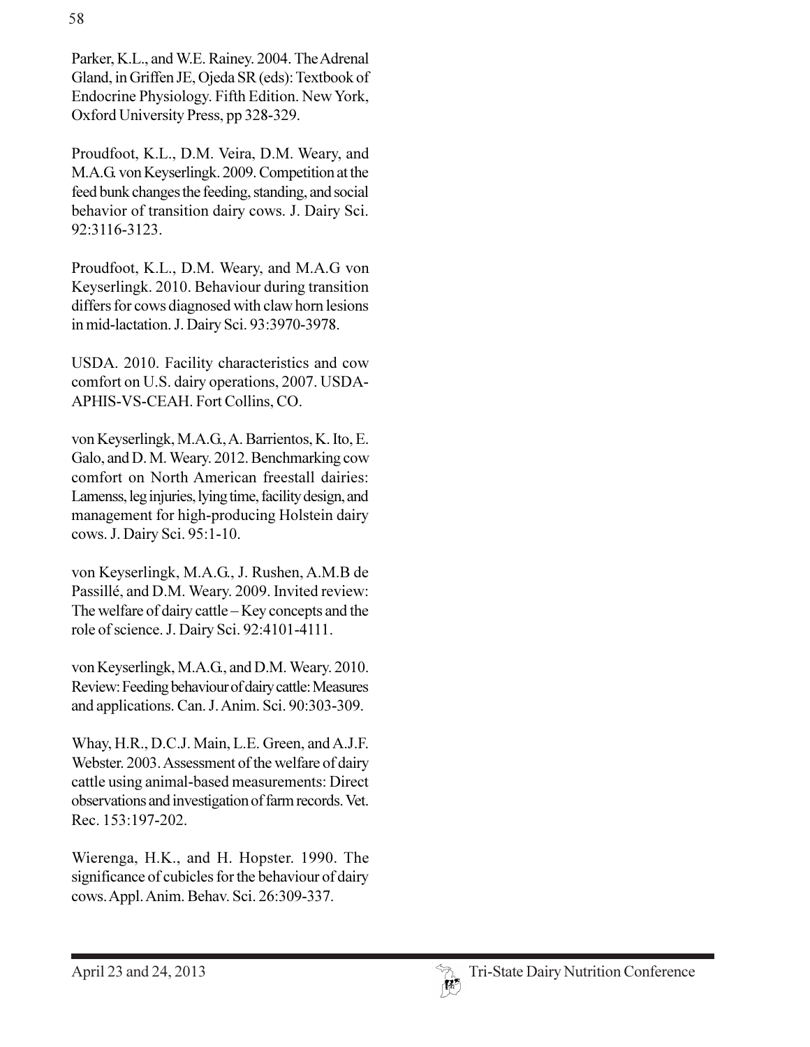Parker, K.L., and W.E. Rainey. 2004. The Adrenal Gland, in Griffen JE, Ojeda SR (eds): Textbook of Endocrine Physiology. Fifth Edition. New York, Oxford University Press, pp 328-329.

Proudfoot, K.L., D.M. Veira, D.M. Weary, and M.A.G. von Keyserlingk. 2009. Competition at the feed bunk changes the feeding, standing, and social behavior of transition dairy cows. J. Dairy Sci. 92:3116-3123.

Proudfoot, K.L., D.M. Weary, and M.A.G von Keyserlingk. 2010. Behaviour during transition differs for cows diagnosed with claw horn lesions in mid-lactation. J. Dairy Sci. 93:3970-3978.

USDA. 2010. Facility characteristics and cow comfort on U.S. dairy operations, 2007. USDA-APHIS-VS-CEAH. Fort Collins, CO.

von Keyserlingk, M.A.G., A. Barrientos, K. Ito, E. Galo, and D. M. Weary. 2012. Benchmarking cow comfort on North American freestall dairies: Lamenss, leg injuries, lying time, facility design, and management for high-producing Holstein dairy cows. J. Dairy Sci. 95:1-10.

von Keyserlingk, M.A.G., J. Rushen, A.M.B de Passillé, and D.M. Weary. 2009. Invited review: The welfare of dairy cattle – Key concepts and the role of science. J. Dairy Sci. 92:4101-4111.

von Keyserlingk, M.A.G., and D.M. Weary. 2010. Review: Feeding behaviour of dairy cattle: Measures and applications. Can. J. Anim. Sci. 90:303-309.

Whay, H.R., D.C.J. Main, L.E. Green, and A.J.F. Webster. 2003. Assessment of the welfare of dairy cattle using animal-based measurements: Direct observations and investigation of farm records. Vet. Rec. 153:197-202.

Wierenga, H.K., and H. Hopster. 1990. The significance of cubicles for the behaviour of dairy cows. Appl. Anim. Behav. Sci. 26:309-337.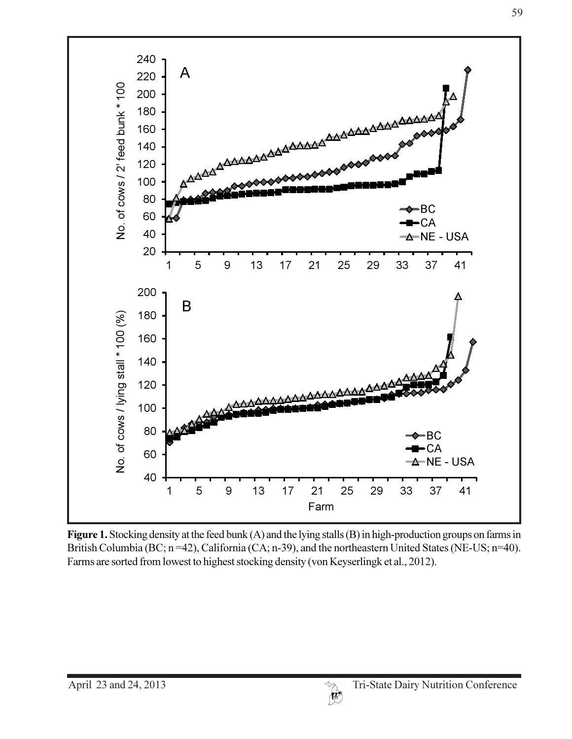**Figure 1.** Stocking density at the feed bunk (A) and the lying stalls (B) in high-production groups on farms in British Columbia (BC; n =42), California (CA; n-39), and the northeastern United States (NE-US; n=40). Farms are sorted from lowest to highest stocking density (von Keyserlingk et al., 2012).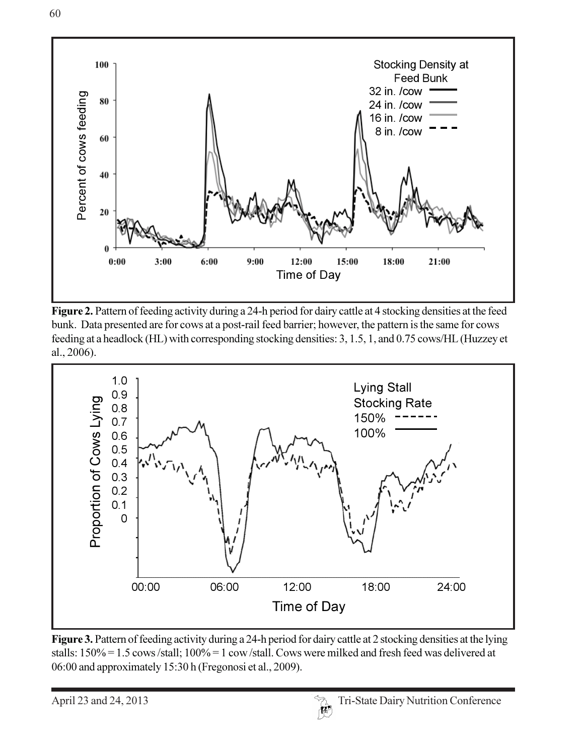**Figure 2.** Pattern of feeding activity during a 24-h period for dairy cattle at 4 stocking densities at the feed bunk. Data presented are for cows at a post-rail feed barrier; however, the pattern is the same for cows feeding at a headlock (HL) with corresponding stocking densities: 3, 1.5, 1, and 0.75 cows/HL (Huzzey et al., 2006).

**Figure 3.** Pattern of feeding activity during a 24-h period for dairy cattle at 2 stocking densities at the lying stalls: 150% = 1.5 cows /stall; 100% = 1 cow /stall. Cows were milked and fresh feed was delivered at 06:00 and approximately 15:30 h (Fregonosi et al., 2009).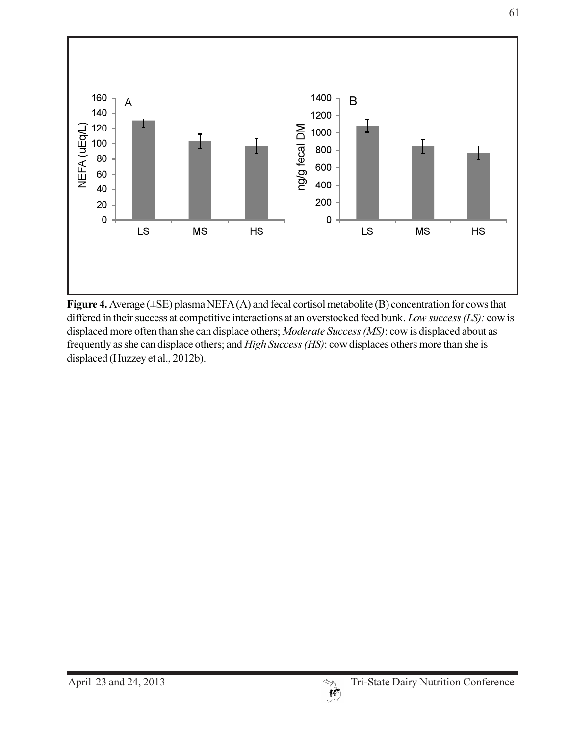**Figure 4.** Average (±SE) plasma NEFA (A) and fecal cortisol metabolite (B) concentration for cows that differed in their success at competitive interactions at an overstocked feed bunk. *Low success (LS):* cow is displaced more often than she can displace others; *Moderate Success (MS)*: cow is displaced about as frequently as she can displace others; and *High Success (HS)*: cow displaces others more than she is displaced (Huzzey et al., 2012b).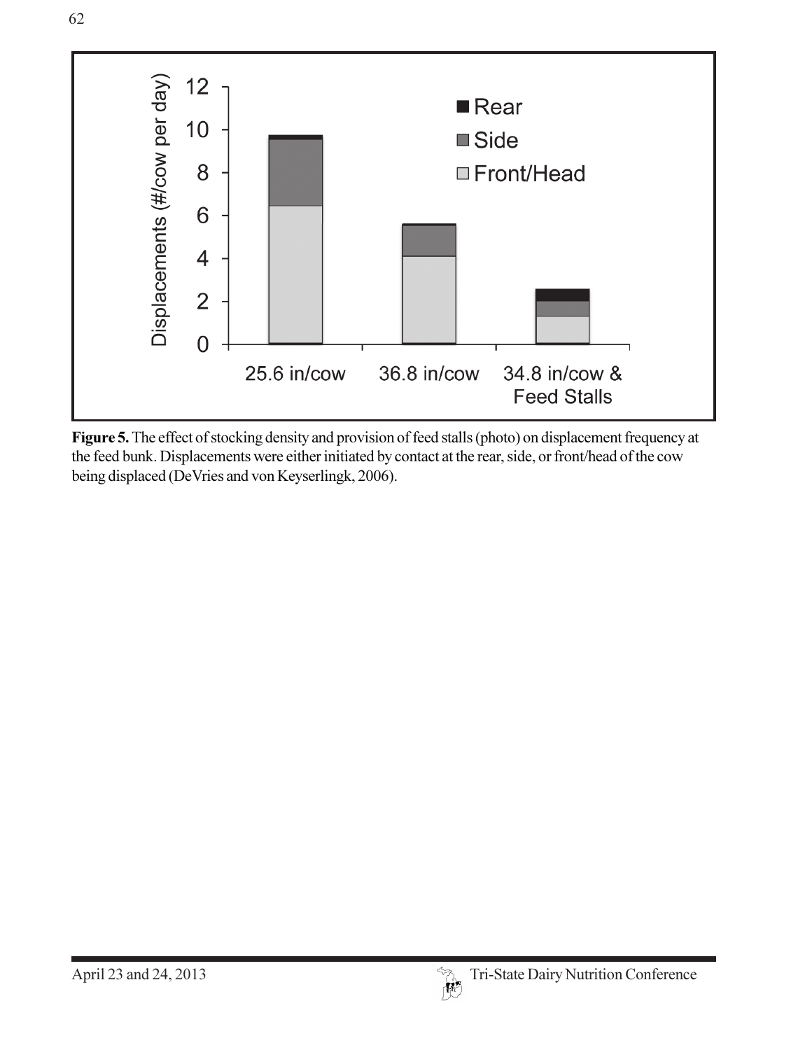Displacements (#/cow per day)

12
10
8
6
4
2
0

Rear
Side
Front/Head

25.6 in/cow
36.8 in/cow
34.8 in/cow & Feed Stalls

**Figure 5.** The effect of stocking density and provision of feed stalls (photo) on displacement frequency at the feed bunk. Displacements were either initiated by contact at the rear, side, or front/head of the cow being displaced (DeVries and von Keyserlingk, 2006).